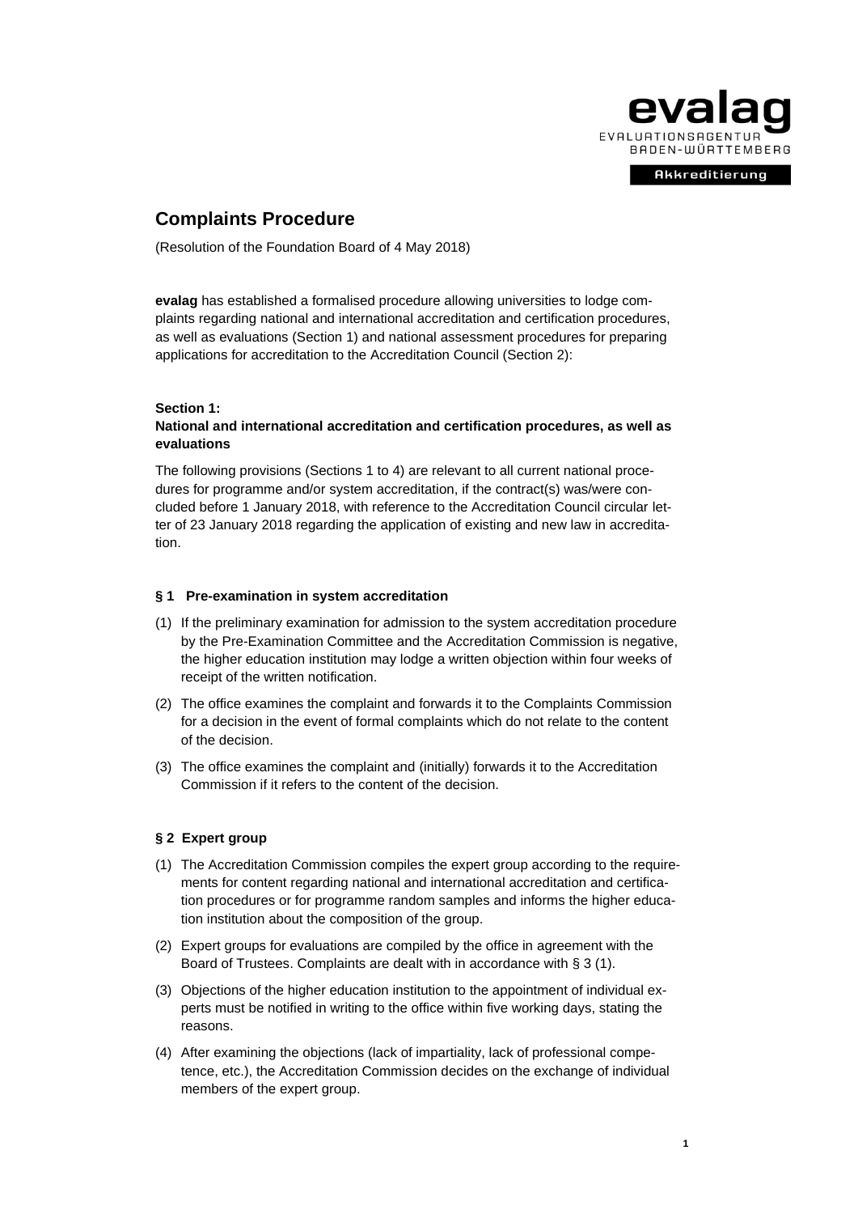# Complaints Procedure

(Resolution of the Foundation Board of 4 May 2018)

**evalag** has established a formalised procedure allowing universities to lodge complaints regarding national and international accreditation and certification procedures, as well as evaluations (Section 1) and national assessment procedures for preparing applications for accreditation to the Accreditation Council (Section 2):

## Section 1: National and international accreditation and certification procedures, as well as evaluations

The following provisions (Sections 1 to 4) are relevant to all current national procedures for programme and/or system accreditation, if the contract(s) was/were concluded before 1 January 2018, with reference to the Accreditation Council circular letter of 23 January 2018 regarding the application of existing and new law in accreditation.

### § 1 Pre-examination in system accreditation

(1) If the preliminary examination for admission to the system accreditation procedure by the Pre-Examination Committee and the Accreditation Commission is negative, the higher education institution may lodge a written objection within four weeks of receipt of the written notification.

(2) The office examines the complaint and forwards it to the Complaints Commission for a decision in the event of formal complaints which do not relate to the content of the decision.

(3) The office examines the complaint and (initially) forwards it to the Accreditation Commission if it refers to the content of the decision.

### § 2 Expert group

(1) The Accreditation Commission compiles the expert group according to the requirements for content regarding national and international accreditation and certification procedures or for programme random samples and informs the higher education institution about the composition of the group.

(2) Expert groups for evaluations are compiled by the office in agreement with the Board of Trustees. Complaints are dealt with in accordance with § 3 (1).

(3) Objections of the higher education institution to the appointment of individual experts must be notified in writing to the office within five working days, stating the reasons.

(4) After examining the objections (lack of impartiality, lack of professional competence, etc.), the Accreditation Commission decides on the exchange of individual members of the expert group.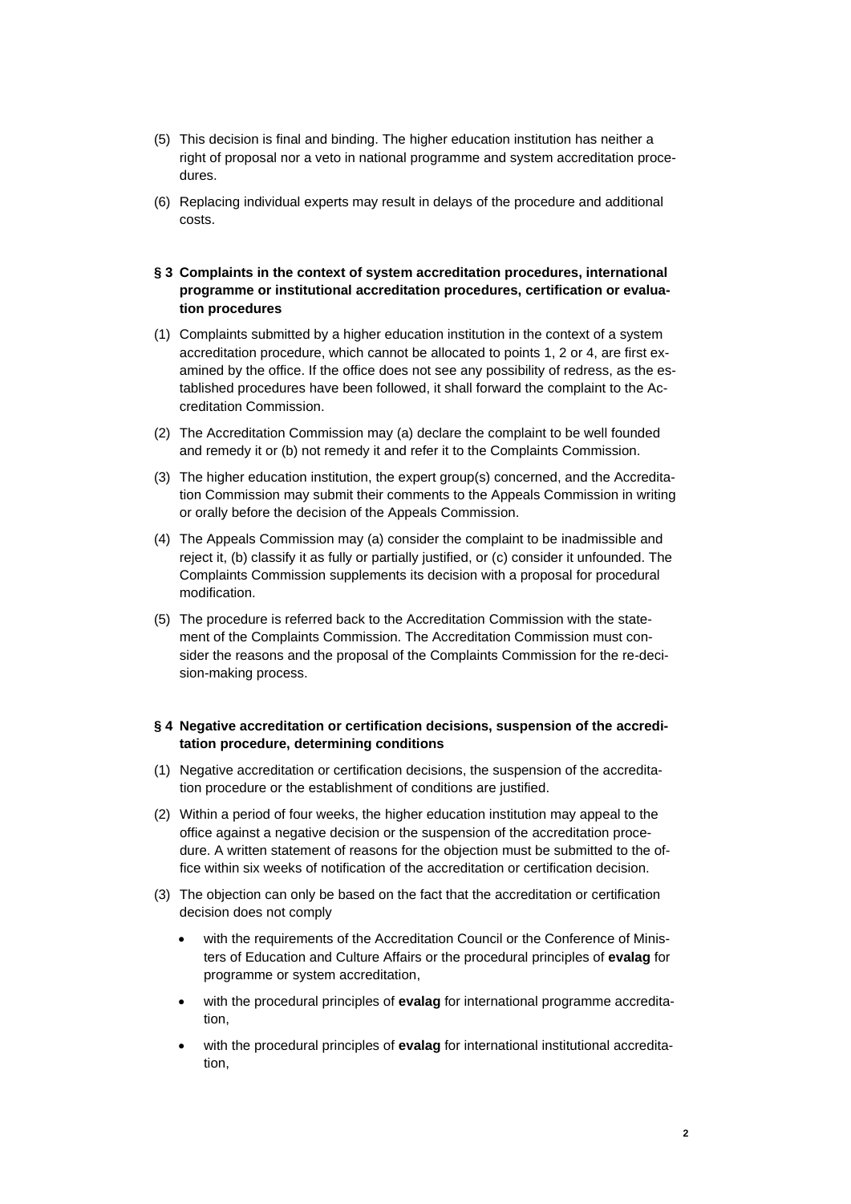(5) This decision is final and binding. The higher education institution has neither a right of proposal nor a veto in national programme and system accreditation procedures.

(6) Replacing individual experts may result in delays of the procedure and additional costs.

## § 3 Complaints in the context of system accreditation procedures, international programme or institutional accreditation procedures, certification or evaluation procedures

(1) Complaints submitted by a higher education institution in the context of a system accreditation procedure, which cannot be allocated to points 1, 2 or 4, are first examined by the office. If the office does not see any possibility of redress, as the established procedures have been followed, it shall forward the complaint to the Accreditation Commission.

(2) The Accreditation Commission may (a) declare the complaint to be well founded and remedy it or (b) not remedy it and refer it to the Complaints Commission.

(3) The higher education institution, the expert group(s) concerned, and the Accreditation Commission may submit their comments to the Appeals Commission in writing or orally before the decision of the Appeals Commission.

(4) The Appeals Commission may (a) consider the complaint to be inadmissible and reject it, (b) classify it as fully or partially justified, or (c) consider it unfounded. The Complaints Commission supplements its decision with a proposal for procedural modification.

(5) The procedure is referred back to the Accreditation Commission with the statement of the Complaints Commission. The Accreditation Commission must consider the reasons and the proposal of the Complaints Commission for the re-decision-making process.

## § 4 Negative accreditation or certification decisions, suspension of the accreditation procedure, determining conditions

(1) Negative accreditation or certification decisions, the suspension of the accreditation procedure or the establishment of conditions are justified.

(2) Within a period of four weeks, the higher education institution may appeal to the office against a negative decision or the suspension of the accreditation procedure. A written statement of reasons for the objection must be submitted to the office within six weeks of notification of the accreditation or certification decision.

(3) The objection can only be based on the fact that the accreditation or certification decision does not comply

- with the requirements of the Accreditation Council or the Conference of Ministers of Education and Culture Affairs or the procedural principles of **evalag** for programme or system accreditation,
- with the procedural principles of **evalag** for international programme accreditation,
- with the procedural principles of **evalag** for international institutional accreditation,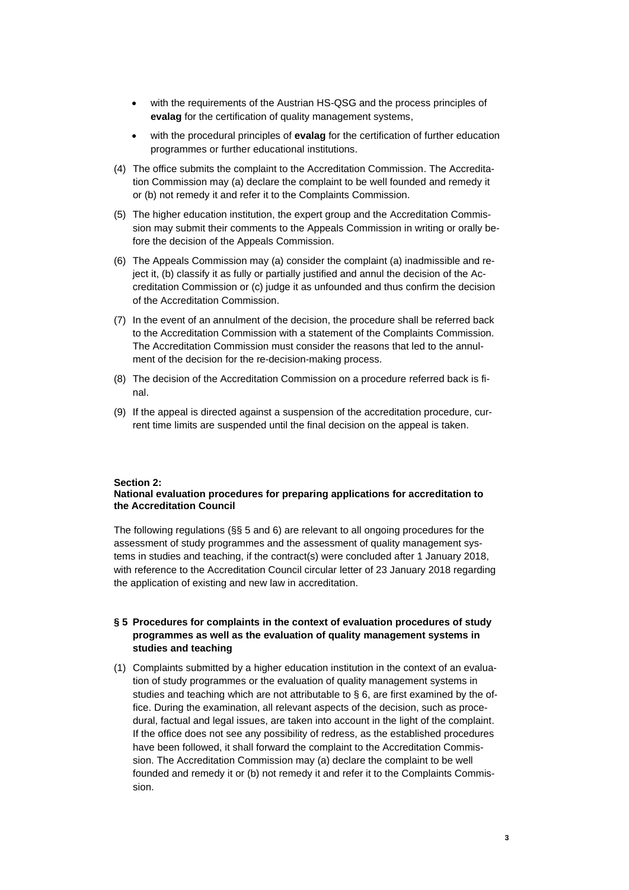- with the requirements of the Austrian HS-QSG and the process principles of **evalag** for the certification of quality management systems,
- with the procedural principles of **evalag** for the certification of further education programmes or further educational institutions.

(4) The office submits the complaint to the Accreditation Commission. The Accreditation Commission may (a) declare the complaint to be well founded and remedy it or (b) not remedy it and refer it to the Complaints Commission.

(5) The higher education institution, the expert group and the Accreditation Commission may submit their comments to the Appeals Commission in writing or orally before the decision of the Appeals Commission.

(6) The Appeals Commission may (a) consider the complaint (a) inadmissible and reject it, (b) classify it as fully or partially justified and annul the decision of the Accreditation Commission or (c) judge it as unfounded and thus confirm the decision of the Accreditation Commission.

(7) In the event of an annulment of the decision, the procedure shall be referred back to the Accreditation Commission with a statement of the Complaints Commission. The Accreditation Commission must consider the reasons that led to the annulment of the decision for the re-decision-making process.

(8) The decision of the Accreditation Commission on a procedure referred back is final.

(9) If the appeal is directed against a suspension of the accreditation procedure, current time limits are suspended until the final decision on the appeal is taken.

## Section 2: National evaluation procedures for preparing applications for accreditation to the Accreditation Council

The following regulations (§§ 5 and 6) are relevant to all ongoing procedures for the assessment of study programmes and the assessment of quality management systems in studies and teaching, if the contract(s) were concluded after 1 January 2018, with reference to the Accreditation Council circular letter of 23 January 2018 regarding the application of existing and new law in accreditation.

### § 5 Procedures for complaints in the context of evaluation procedures of study programmes as well as the evaluation of quality management systems in studies and teaching

(1) Complaints submitted by a higher education institution in the context of an evaluation of study programmes or the evaluation of quality management systems in studies and teaching which are not attributable to § 6, are first examined by the office. During the examination, all relevant aspects of the decision, such as procedural, factual and legal issues, are taken into account in the light of the complaint. If the office does not see any possibility of redress, as the established procedures have been followed, it shall forward the complaint to the Accreditation Commission. The Accreditation Commission may (a) declare the complaint to be well founded and remedy it or (b) not remedy it and refer it to the Complaints Commission.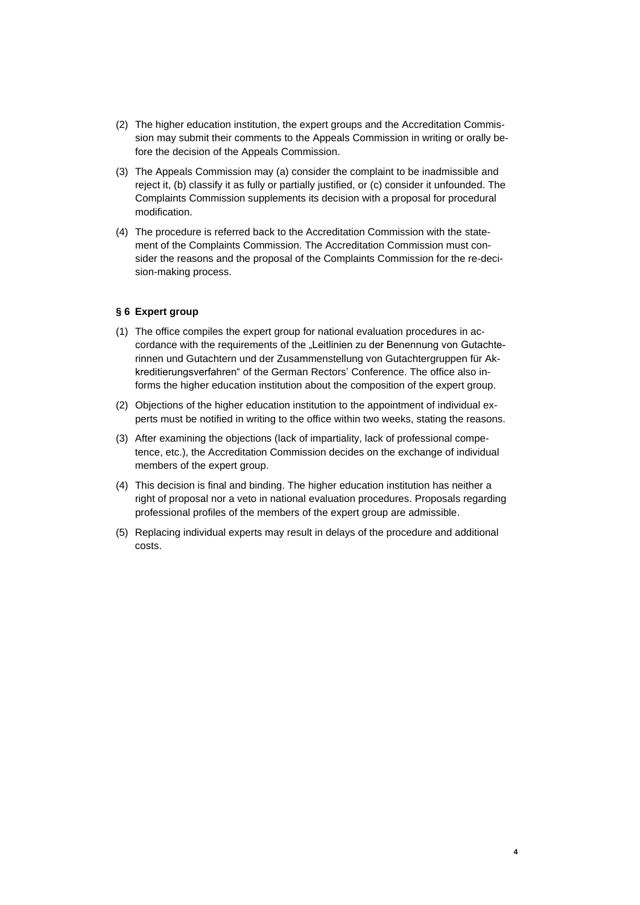(2) The higher education institution, the expert groups and the Accreditation Commission may submit their comments to the Appeals Commission in writing or orally before the decision of the Appeals Commission.

(3) The Appeals Commission may (a) consider the complaint to be inadmissible and reject it, (b) classify it as fully or partially justified, or (c) consider it unfounded. The Complaints Commission supplements its decision with a proposal for procedural modification.

(4) The procedure is referred back to the Accreditation Commission with the statement of the Complaints Commission. The Accreditation Commission must consider the reasons and the proposal of the Complaints Commission for the re-decision-making process.

### § 6 Expert group

(1) The office compiles the expert group for national evaluation procedures in accordance with the requirements of the „Leitlinien zu der Benennung von Gutachterinnen und Gutachtern und der Zusammenstellung von Gutachtergruppen für Akkreditierungsverfahren“ of the German Rectors’ Conference. The office also informs the higher education institution about the composition of the expert group.

(2) Objections of the higher education institution to the appointment of individual experts must be notified in writing to the office within two weeks, stating the reasons.

(3) After examining the objections (lack of impartiality, lack of professional competence, etc.), the Accreditation Commission decides on the exchange of individual members of the expert group.

(4) This decision is final and binding. The higher education institution has neither a right of proposal nor a veto in national evaluation procedures. Proposals regarding professional profiles of the members of the expert group are admissible.

(5) Replacing individual experts may result in delays of the procedure and additional costs.